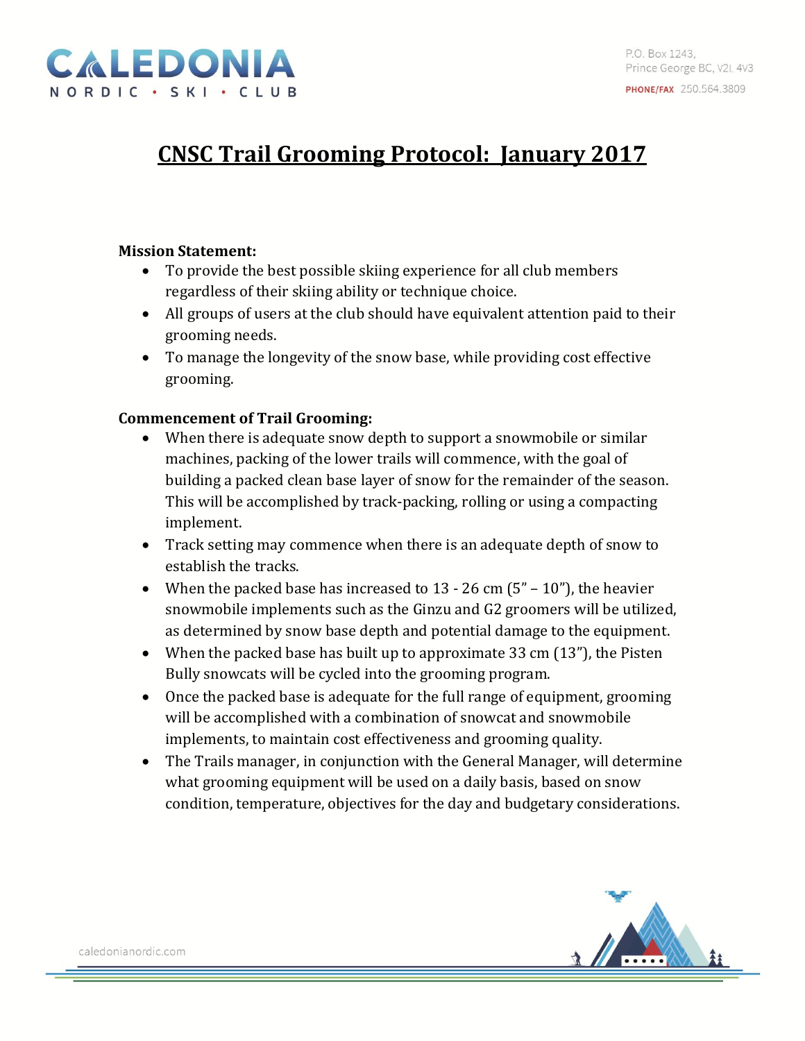CALEDONIA
NORDIC • SKI • CLUB

P.O. Box 1243,
Prince George BC, V2L 4V3
PHONE/FAX 250.564.3809

# CNSC Trail Grooming Protocol: January 2017

**Mission Statement:**

- To provide the best possible skiing experience for all club members regardless of their skiing ability or technique choice.
- All groups of users at the club should have equivalent attention paid to their grooming needs.
- To manage the longevity of the snow base, while providing cost effective grooming.

**Commencement of Trail Grooming:**

- When there is adequate snow depth to support a snowmobile or similar machines, packing of the lower trails will commence, with the goal of building a packed clean base layer of snow for the remainder of the season. This will be accomplished by track-packing, rolling or using a compacting implement.
- Track setting may commence when there is an adequate depth of snow to establish the tracks.
- When the packed base has increased to 13 - 26 cm (5" – 10"), the heavier snowmobile implements such as the Ginzu and G2 groomers will be utilized, as determined by snow base depth and potential damage to the equipment.
- When the packed base has built up to approximate 33 cm (13"), the Pisten Bully snowcats will be cycled into the grooming program.
- Once the packed base is adequate for the full range of equipment, grooming will be accomplished with a combination of snowcat and snowmobile implements, to maintain cost effectiveness and grooming quality.
- The Trails manager, in conjunction with the General Manager, will determine what grooming equipment will be used on a daily basis, based on snow condition, temperature, objectives for the day and budgetary considerations.

caledonianordic.com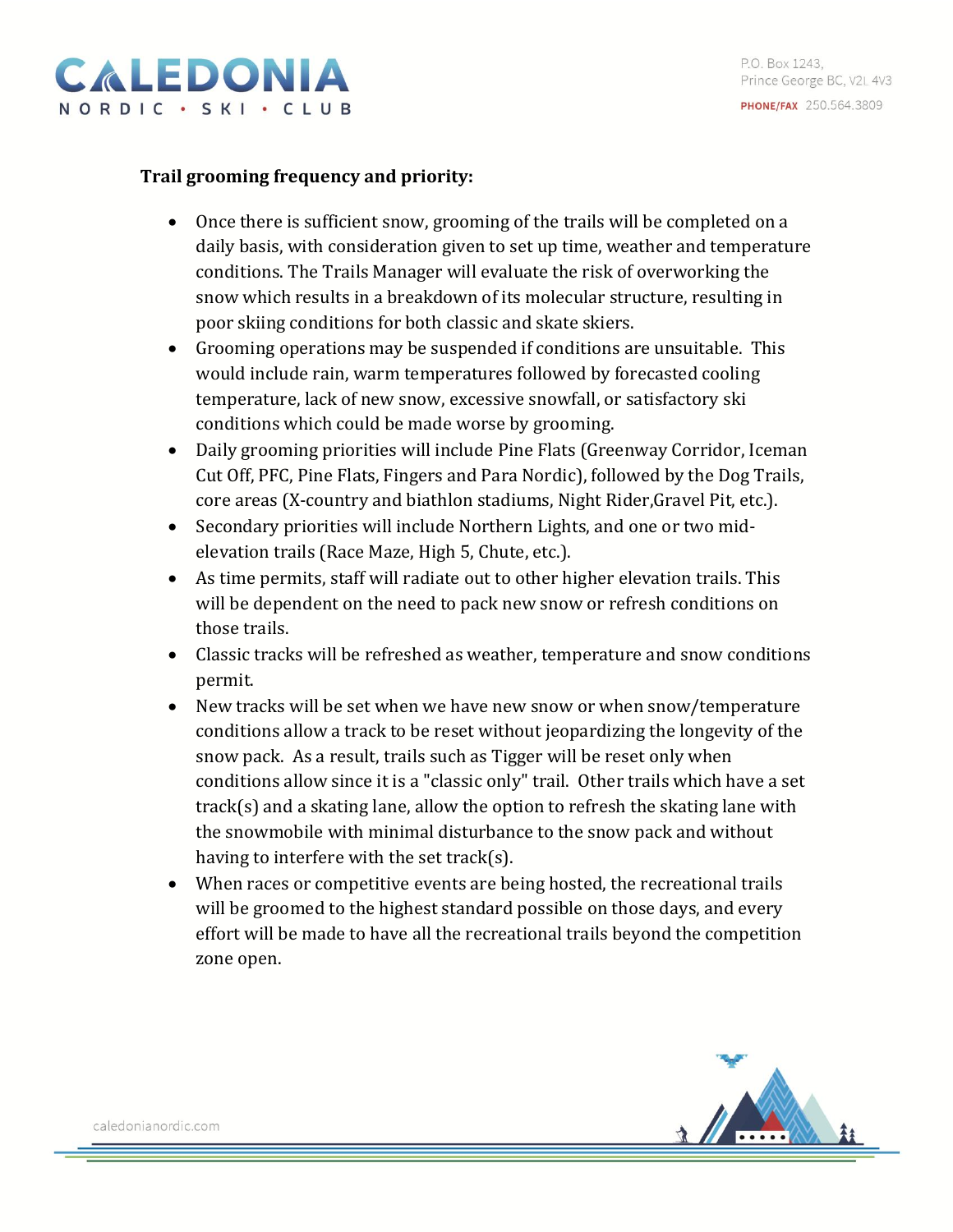**Trail grooming frequency and priority:**

- Once there is sufficient snow, grooming of the trails will be completed on a daily basis, with consideration given to set up time, weather and temperature conditions. The Trails Manager will evaluate the risk of overworking the snow which results in a breakdown of its molecular structure, resulting in poor skiing conditions for both classic and skate skiers.
- Grooming operations may be suspended if conditions are unsuitable. This would include rain, warm temperatures followed by forecasted cooling temperature, lack of new snow, excessive snowfall, or satisfactory ski conditions which could be made worse by grooming.
- Daily grooming priorities will include Pine Flats (Greenway Corridor, Iceman Cut Off, PFC, Pine Flats, Fingers and Para Nordic), followed by the Dog Trails, core areas (X-country and biathlon stadiums, Night Rider,Gravel Pit, etc.).
- Secondary priorities will include Northern Lights, and one or two mid-elevation trails (Race Maze, High 5, Chute, etc.).
- As time permits, staff will radiate out to other higher elevation trails. This will be dependent on the need to pack new snow or refresh conditions on those trails.
- Classic tracks will be refreshed as weather, temperature and snow conditions permit.
- New tracks will be set when we have new snow or when snow/temperature conditions allow a track to be reset without jeopardizing the longevity of the snow pack. As a result, trails such as Tigger will be reset only when conditions allow since it is a "classic only" trail. Other trails which have a set track(s) and a skating lane, allow the option to refresh the skating lane with the snowmobile with minimal disturbance to the snow pack and without having to interfere with the set track(s).
- When races or competitive events are being hosted, the recreational trails will be groomed to the highest standard possible on those days, and every effort will be made to have all the recreational trails beyond the competition zone open.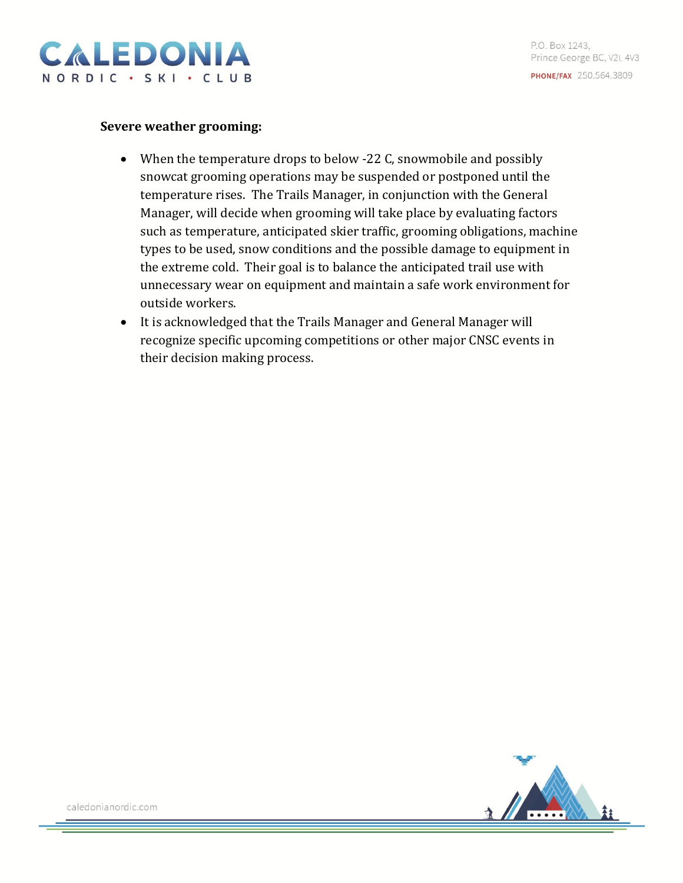**Severe weather grooming:**

- When the temperature drops to below -22 C, snowmobile and possibly snowcat grooming operations may be suspended or postponed until the temperature rises. The Trails Manager, in conjunction with the General Manager, will decide when grooming will take place by evaluating factors such as temperature, anticipated skier traffic, grooming obligations, machine types to be used, snow conditions and the possible damage to equipment in the extreme cold. Their goal is to balance the anticipated trail use with unnecessary wear on equipment and maintain a safe work environment for outside workers.
- It is acknowledged that the Trails Manager and General Manager will recognize specific upcoming competitions or other major CNSC events in their decision making process.